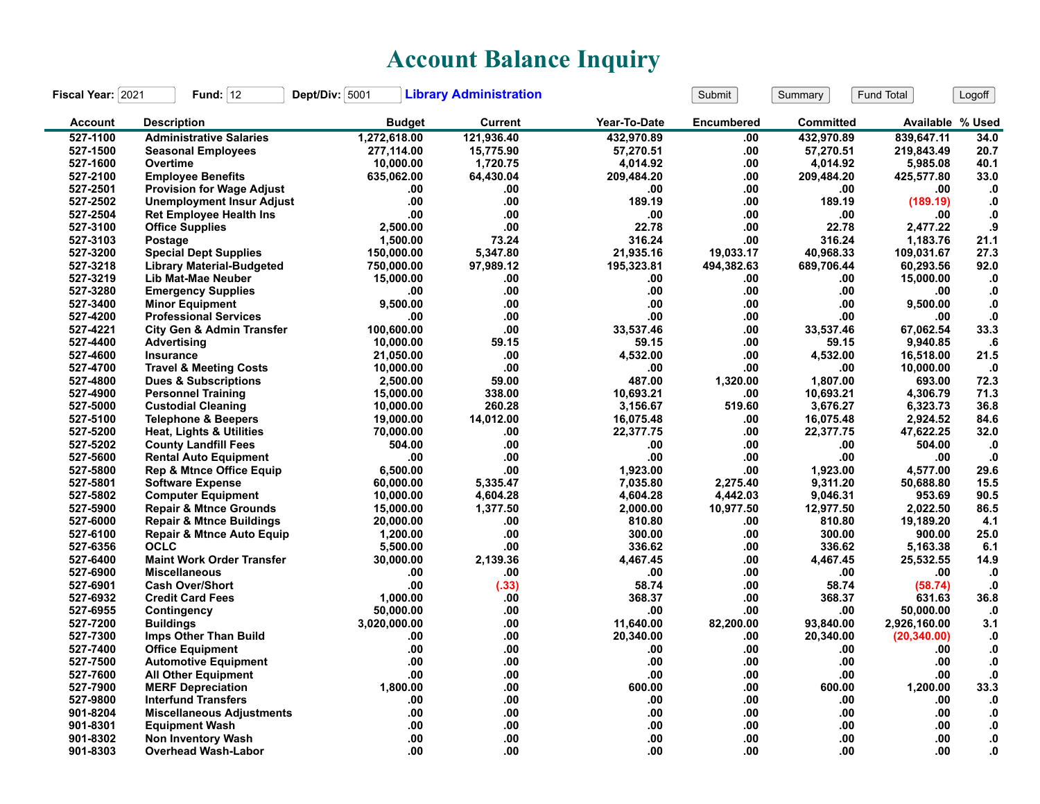# Account Balance Inquiry

**Fiscal Year:** 2021 **Fund:** 12 **Dept/Div:** 5001 **Library Administration**

Submit Summary Fund Total Logoff

| Account | Description | Budget | Current | Year-To-Date | Encumbered | Committed | Available | % Used |
|---|---|---|---|---|---|---|---|---|
| 527-1100 | Administrative Salaries | 1,272,618.00 | 121,936.40 | 432,970.89 | .00 | 432,970.89 | 839,647.11 | 34.0 |
| 527-1500 | Seasonal Employees | 277,114.00 | 15,775.90 | 57,270.51 | .00 | 57,270.51 | 219,843.49 | 20.7 |
| 527-1600 | Overtime | 10,000.00 | 1,720.75 | 4,014.92 | .00 | 4,014.92 | 5,985.08 | 40.1 |
| 527-2100 | Employee Benefits | 635,062.00 | 64,430.04 | 209,484.20 | .00 | 209,484.20 | 425,577.80 | 33.0 |
| 527-2501 | Provision for Wage Adjust | .00 | .00 | .00 | .00 | .00 | .00 | .0 |
| 527-2502 | Unemployment Insur Adjust | .00 | .00 | 189.19 | .00 | 189.19 | (189.19) | .0 |
| 527-2504 | Ret Employee Health Ins | .00 | .00 | .00 | .00 | .00 | .00 | .0 |
| 527-3100 | Office Supplies | 2,500.00 | .00 | 22.78 | .00 | 22.78 | 2,477.22 | .9 |
| 527-3103 | Postage | 1,500.00 | 73.24 | 316.24 | .00 | 316.24 | 1,183.76 | 21.1 |
| 527-3200 | Special Dept Supplies | 150,000.00 | 5,347.80 | 21,935.16 | 19,033.17 | 40,968.33 | 109,031.67 | 27.3 |
| 527-3218 | Library Material-Budgeted | 750,000.00 | 97,989.12 | 195,323.81 | 494,382.63 | 689,706.44 | 60,293.56 | 92.0 |
| 527-3219 | Lib Mat-Mae Neuber | 15,000.00 | .00 | .00 | .00 | .00 | 15,000.00 | .0 |
| 527-3280 | Emergency Supplies | .00 | .00 | .00 | .00 | .00 | .00 | .0 |
| 527-3400 | Minor Equipment | 9,500.00 | .00 | .00 | .00 | .00 | 9,500.00 | .0 |
| 527-4200 | Professional Services | .00 | .00 | .00 | .00 | .00 | .00 | .0 |
| 527-4221 | City Gen & Admin Transfer | 100,600.00 | .00 | 33,537.46 | .00 | 33,537.46 | 67,062.54 | 33.3 |
| 527-4400 | Advertising | 10,000.00 | 59.15 | 59.15 | .00 | 59.15 | 9,940.85 | .6 |
| 527-4600 | Insurance | 21,050.00 | .00 | 4,532.00 | .00 | 4,532.00 | 16,518.00 | 21.5 |
| 527-4700 | Travel & Meeting Costs | 10,000.00 | .00 | .00 | .00 | .00 | 10,000.00 | .0 |
| 527-4800 | Dues & Subscriptions | 2,500.00 | 59.00 | 487.00 | 1,320.00 | 1,807.00 | 693.00 | 72.3 |
| 527-4900 | Personnel Training | 15,000.00 | 338.00 | 10,693.21 | .00 | 10,693.21 | 4,306.79 | 71.3 |
| 527-5000 | Custodial Cleaning | 10,000.00 | 260.28 | 3,156.67 | 519.60 | 3,676.27 | 6,323.73 | 36.8 |
| 527-5100 | Telephone & Beepers | 19,000.00 | 14,012.00 | 16,075.48 | .00 | 16,075.48 | 2,924.52 | 84.6 |
| 527-5200 | Heat, Lights & Utilities | 70,000.00 | .00 | 22,377.75 | .00 | 22,377.75 | 47,622.25 | 32.0 |
| 527-5202 | County Landfill Fees | 504.00 | .00 | .00 | .00 | .00 | 504.00 | .0 |
| 527-5600 | Rental Auto Equipment | .00 | .00 | .00 | .00 | .00 | .00 | .0 |
| 527-5800 | Rep & Mtnce Office Equip | 6,500.00 | .00 | 1,923.00 | .00 | 1,923.00 | 4,577.00 | 29.6 |
| 527-5801 | Software Expense | 60,000.00 | 5,335.47 | 7,035.80 | 2,275.40 | 9,311.20 | 50,688.80 | 15.5 |
| 527-5802 | Computer Equipment | 10,000.00 | 4,604.28 | 4,604.28 | 4,442.03 | 9,046.31 | 953.69 | 90.5 |
| 527-5900 | Repair & Mtnce Grounds | 15,000.00 | 1,377.50 | 2,000.00 | 10,977.50 | 12,977.50 | 2,022.50 | 86.5 |
| 527-6000 | Repair & Mtnce Buildings | 20,000.00 | .00 | 810.80 | .00 | 810.80 | 19,189.20 | 4.1 |
| 527-6100 | Repair & Mtnce Auto Equip | 1,200.00 | .00 | 300.00 | .00 | 300.00 | 900.00 | 25.0 |
| 527-6356 | OCLC | 5,500.00 | .00 | 336.62 | .00 | 336.62 | 5,163.38 | 6.1 |
| 527-6400 | Maint Work Order Transfer | 30,000.00 | 2,139.36 | 4,467.45 | .00 | 4,467.45 | 25,532.55 | 14.9 |
| 527-6900 | Miscellaneous | .00 | .00 | .00 | .00 | .00 | .00 | .0 |
| 527-6901 | Cash Over/Short | .00 | (.33) | 58.74 | .00 | 58.74 | (58.74) | .0 |
| 527-6932 | Credit Card Fees | 1,000.00 | .00 | 368.37 | .00 | 368.37 | 631.63 | 36.8 |
| 527-6955 | Contingency | 50,000.00 | .00 | .00 | .00 | .00 | 50,000.00 | .0 |
| 527-7200 | Buildings | 3,020,000.00 | .00 | 11,640.00 | 82,200.00 | 93,840.00 | 2,926,160.00 | 3.1 |
| 527-7300 | Imps Other Than Build | .00 | .00 | 20,340.00 | .00 | 20,340.00 | (20,340.00) | .0 |
| 527-7400 | Office Equipment | .00 | .00 | .00 | .00 | .00 | .00 | .0 |
| 527-7500 | Automotive Equipment | .00 | .00 | .00 | .00 | .00 | .00 | .0 |
| 527-7600 | All Other Equipment | .00 | .00 | .00 | .00 | .00 | .00 | .0 |
| 527-7900 | MERF Depreciation | 1,800.00 | .00 | 600.00 | .00 | 600.00 | 1,200.00 | 33.3 |
| 527-9800 | Interfund Transfers | .00 | .00 | .00 | .00 | .00 | .00 | .0 |
| 901-8204 | Miscellaneous Adjustments | .00 | .00 | .00 | .00 | .00 | .00 | .0 |
| 901-8301 | Equipment Wash | .00 | .00 | .00 | .00 | .00 | .00 | .0 |
| 901-8302 | Non Inventory Wash | .00 | .00 | .00 | .00 | .00 | .00 | .0 |
| 901-8303 | Overhead Wash-Labor | .00 | .00 | .00 | .00 | .00 | .00 | .0 |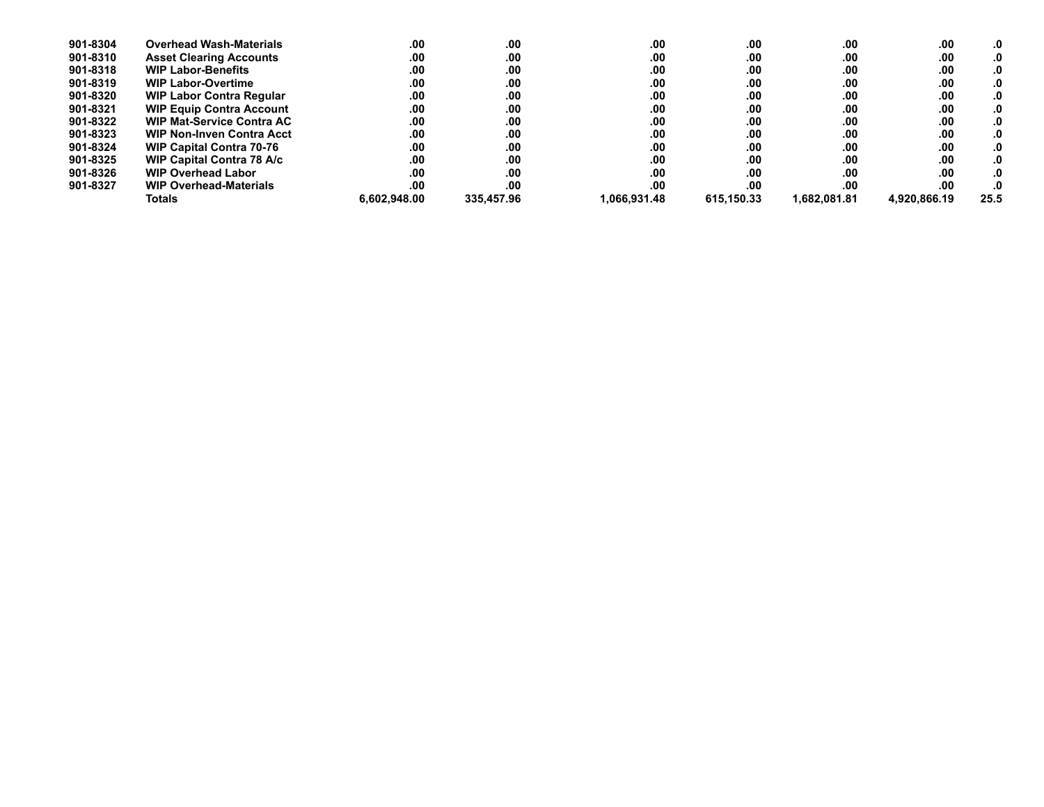| | | | | | | | | |
|---|---|---|---|---|---|---|---|---|
| 901-8304 | **Overhead Wash-Materials** | .00 | .00 | .00 | .00 | .00 | .00 | .0 |
| 901-8310 | **Asset Clearing Accounts** | .00 | .00 | .00 | .00 | .00 | .00 | .0 |
| 901-8318 | **WIP Labor-Benefits** | .00 | .00 | .00 | .00 | .00 | .00 | .0 |
| 901-8319 | **WIP Labor-Overtime** | .00 | .00 | .00 | .00 | .00 | .00 | .0 |
| 901-8320 | **WIP Labor Contra Regular** | .00 | .00 | .00 | .00 | .00 | .00 | .0 |
| 901-8321 | **WIP Equip Contra Account** | .00 | .00 | .00 | .00 | .00 | .00 | .0 |
| 901-8322 | **WIP Mat-Service Contra AC** | .00 | .00 | .00 | .00 | .00 | .00 | .0 |
| 901-8323 | **WIP Non-Inven Contra Acct** | .00 | .00 | .00 | .00 | .00 | .00 | .0 |
| 901-8324 | **WIP Capital Contra 70-76** | .00 | .00 | .00 | .00 | .00 | .00 | .0 |
| 901-8325 | **WIP Capital Contra 78 A/c** | .00 | .00 | .00 | .00 | .00 | .00 | .0 |
| 901-8326 | **WIP Overhead Labor** | .00 | .00 | .00 | .00 | .00 | .00 | .0 |
| 901-8327 | **WIP Overhead-Materials** | .00 | .00 | .00 | .00 | .00 | .00 | .0 |
| | **Totals** | 6,602,948.00 | 335,457.96 | 1,066,931.48 | 615,150.33 | 1,682,081.81 | 4,920,866.19 | 25.5 |